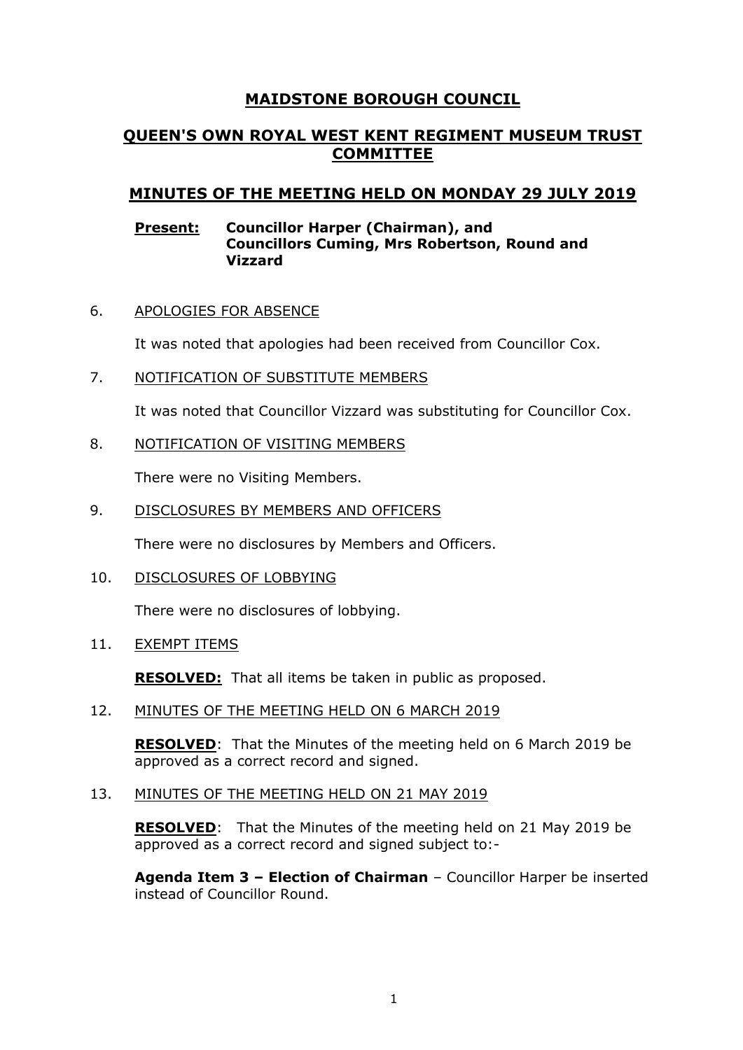# MAIDSTONE BOROUGH COUNCIL

## QUEEN'S OWN ROYAL WEST KENT REGIMENT MUSEUM TRUST COMMITTEE

## MINUTES OF THE MEETING HELD ON MONDAY 29 JULY 2019

**Present:** **Councillor Harper (Chairman), and Councillors Cuming, Mrs Robertson, Round and Vizzard**

6. APOLOGIES FOR ABSENCE

   It was noted that apologies had been received from Councillor Cox.

7. NOTIFICATION OF SUBSTITUTE MEMBERS

   It was noted that Councillor Vizzard was substituting for Councillor Cox.

8. NOTIFICATION OF VISITING MEMBERS

   There were no Visiting Members.

9. DISCLOSURES BY MEMBERS AND OFFICERS

   There were no disclosures by Members and Officers.

10. DISCLOSURES OF LOBBYING

    There were no disclosures of lobbying.

11. EXEMPT ITEMS

    **RESOLVED:** That all items be taken in public as proposed.

12. MINUTES OF THE MEETING HELD ON 6 MARCH 2019

    **RESOLVED**: That the Minutes of the meeting held on 6 March 2019 be approved as a correct record and signed.

13. MINUTES OF THE MEETING HELD ON 21 MAY 2019

    **RESOLVED**: That the Minutes of the meeting held on 21 May 2019 be approved as a correct record and signed subject to:-

    **Agenda Item 3 – Election of Chairman** – Councillor Harper be inserted instead of Councillor Round.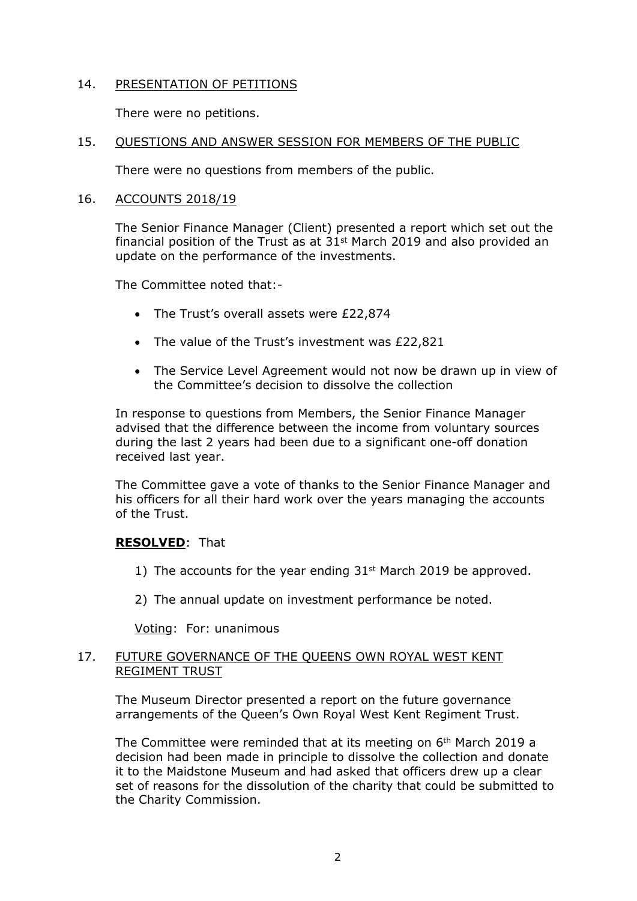## 14. PRESENTATION OF PETITIONS

There were no petitions.

## 15. QUESTIONS AND ANSWER SESSION FOR MEMBERS OF THE PUBLIC

There were no questions from members of the public.

## 16. ACCOUNTS 2018/19

The Senior Finance Manager (Client) presented a report which set out the financial position of the Trust as at 31st March 2019 and also provided an update on the performance of the investments.

The Committee noted that:-

- The Trust's overall assets were £22,874
- The value of the Trust's investment was £22,821
- The Service Level Agreement would not now be drawn up in view of the Committee's decision to dissolve the collection

In response to questions from Members, the Senior Finance Manager advised that the difference between the income from voluntary sources during the last 2 years had been due to a significant one-off donation received last year.

The Committee gave a vote of thanks to the Senior Finance Manager and his officers for all their hard work over the years managing the accounts of the Trust.

**RESOLVED**: That

1) The accounts for the year ending 31st March 2019 be approved.
2) The annual update on investment performance be noted.

Voting: For: unanimous

## 17. FUTURE GOVERNANCE OF THE QUEENS OWN ROYAL WEST KENT REGIMENT TRUST

The Museum Director presented a report on the future governance arrangements of the Queen's Own Royal West Kent Regiment Trust.

The Committee were reminded that at its meeting on 6th March 2019 a decision had been made in principle to dissolve the collection and donate it to the Maidstone Museum and had asked that officers drew up a clear set of reasons for the dissolution of the charity that could be submitted to the Charity Commission.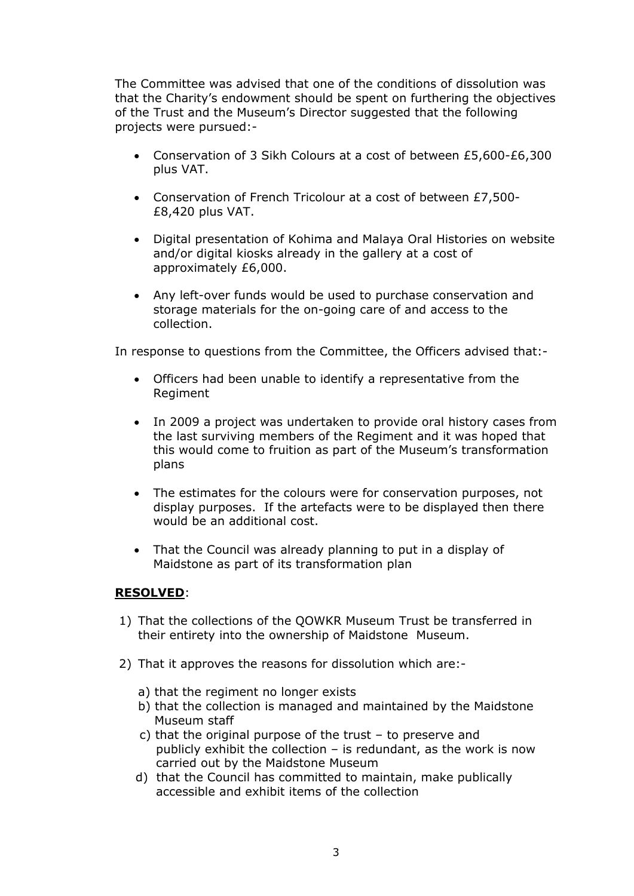The Committee was advised that one of the conditions of dissolution was that the Charity's endowment should be spent on furthering the objectives of the Trust and the Museum's Director suggested that the following projects were pursued:-

- Conservation of 3 Sikh Colours at a cost of between £5,600-£6,300 plus VAT.
- Conservation of French Tricolour at a cost of between £7,500-£8,420 plus VAT.
- Digital presentation of Kohima and Malaya Oral Histories on website and/or digital kiosks already in the gallery at a cost of approximately £6,000.
- Any left-over funds would be used to purchase conservation and storage materials for the on-going care of and access to the collection.

In response to questions from the Committee, the Officers advised that:-

- Officers had been unable to identify a representative from the Regiment
- In 2009 a project was undertaken to provide oral history cases from the last surviving members of the Regiment and it was hoped that this would come to fruition as part of the Museum's transformation plans
- The estimates for the colours were for conservation purposes, not display purposes. If the artefacts were to be displayed then there would be an additional cost.
- That the Council was already planning to put in a display of Maidstone as part of its transformation plan

**RESOLVED**:

1) That the collections of the QOWKR Museum Trust be transferred in their entirety into the ownership of Maidstone Museum.
2) That it approves the reasons for dissolution which are:-
   a) that the regiment no longer exists
   b) that the collection is managed and maintained by the Maidstone Museum staff
   c) that the original purpose of the trust – to preserve and publicly exhibit the collection – is redundant, as the work is now carried out by the Maidstone Museum
   d) that the Council has committed to maintain, make publically accessible and exhibit items of the collection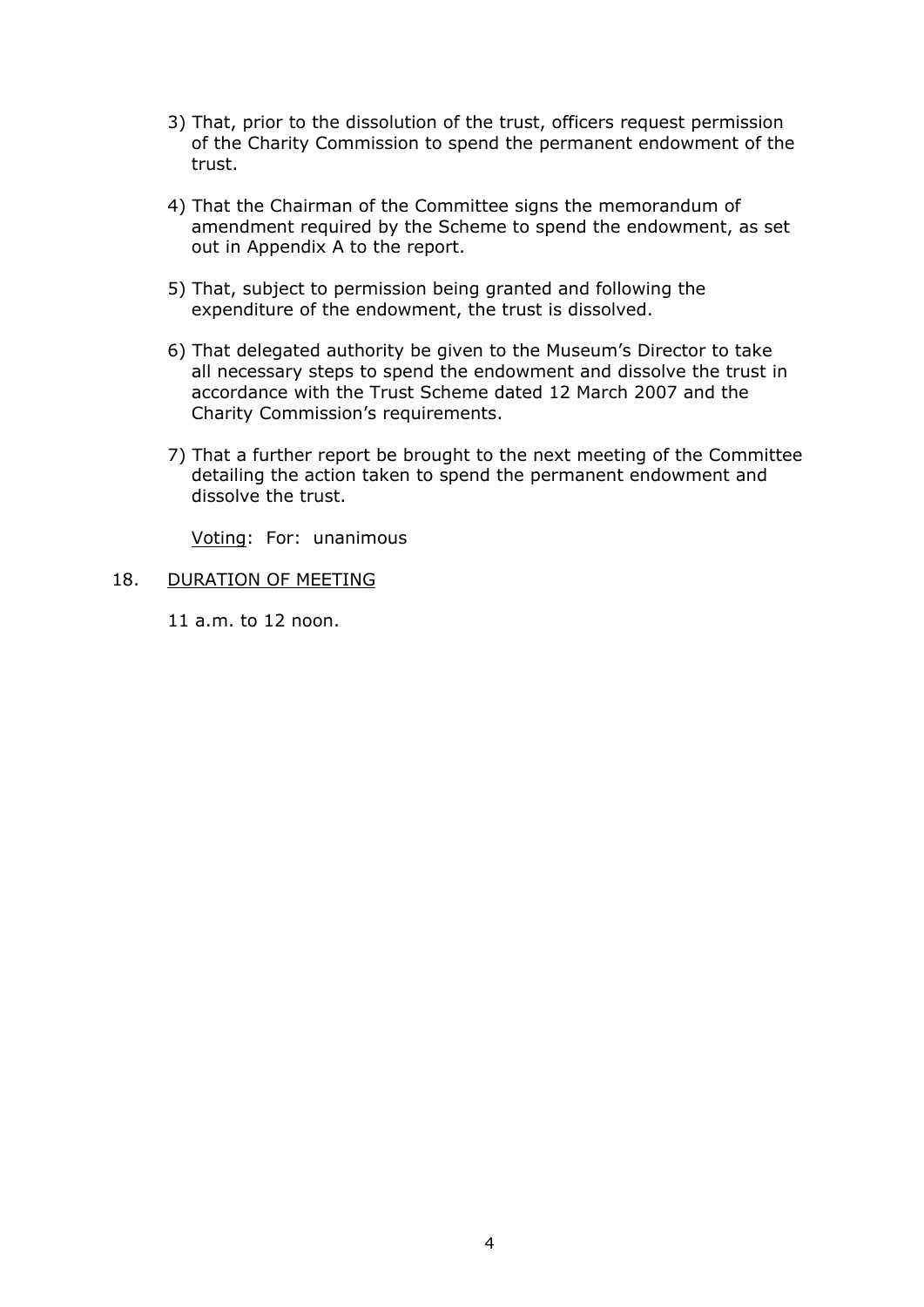3) That, prior to the dissolution of the trust, officers request permission of the Charity Commission to spend the permanent endowment of the trust.

4) That the Chairman of the Committee signs the memorandum of amendment required by the Scheme to spend the endowment, as set out in Appendix A to the report.

5) That, subject to permission being granted and following the expenditure of the endowment, the trust is dissolved.

6) That delegated authority be given to the Museum's Director to take all necessary steps to spend the endowment and dissolve the trust in accordance with the Trust Scheme dated 12 March 2007 and the Charity Commission's requirements.

7) That a further report be brought to the next meeting of the Committee detailing the action taken to spend the permanent endowment and dissolve the trust.

<u>Voting</u>: For: unanimous

18. <u>DURATION OF MEETING</u>

11 a.m. to 12 noon.